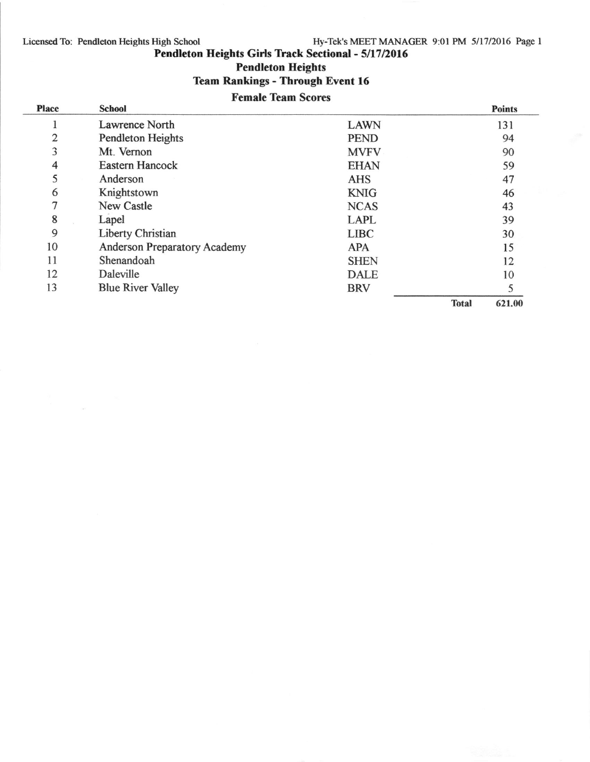Licensed To: Pendleton Heights High School — Hy-Tek's MEET MANAGER 9:01 PM 5/17/2016

# Pendleton Heights Girls Track Sectional - 5/17/2016

## Pendleton Heights

## Team Rankings - Through Event 16

### Female Team Scores

| Place | School | | Points |
|---|---|---|---|
| 1 | Lawrence North | LAWN | 131 |
| 2 | Pendleton Heights | PEND | 94 |
| 3 | Mt. Vernon | MVFV | 90 |
| 4 | Eastern Hancock | EHAN | 59 |
| 5 | Anderson | AHS | 47 |
| 6 | Knightstown | KNIG | 46 |
| 7 | New Castle | NCAS | 43 |
| 8 | Lapel | LAPL | 39 |
| 9 | Liberty Christian | LIBC | 30 |
| 10 | Anderson Preparatory Academy | APA | 15 |
| 11 | Shenandoah | SHEN | 12 |
| 12 | Daleville | DALE | 10 |
| 13 | Blue River Valley | BRV | 5 |
| | | **Total** | **621.00** |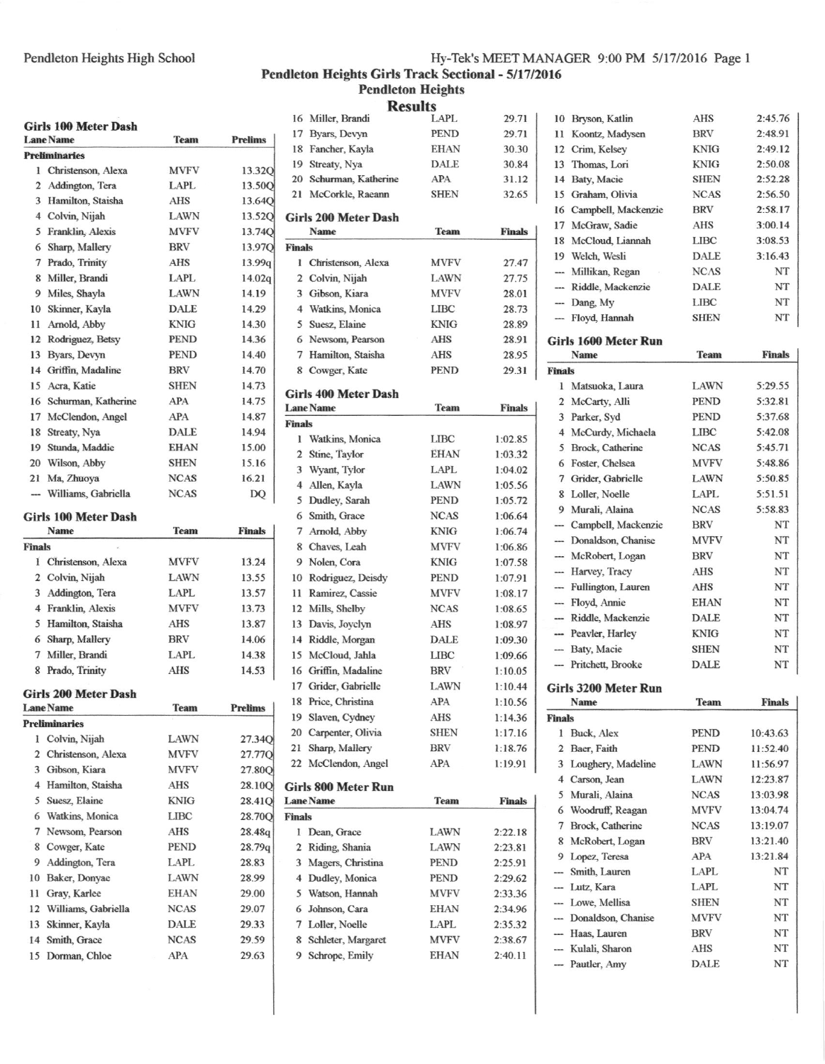# Pendleton Heights Girls Track Sectional - 5/17/2016

## Pendleton Heights

## Results

### Girls 100 Meter Dash

| Lane | Name | Team | Prelims |
|---|---|---|---|
| **Preliminaries** | | | |
| 1 | Christenson, Alexa | MVFV | 13.32Q |
| 2 | Addington, Tera | LAPL | 13.50Q |
| 3 | Hamilton, Staisha | AHS | 13.64Q |
| 4 | Colvin, Nijah | LAWN | 13.52Q |
| 5 | Franklin, Alexis | MVFV | 13.74Q |
| 6 | Sharp, Mallery | BRV | 13.97Q |
| 7 | Prado, Trinity | AHS | 13.99q |
| 8 | Miller, Brandi | LAPL | 14.02q |
| 9 | Miles, Shayla | LAWN | 14.19 |
| 10 | Skinner, Kayla | DALE | 14.29 |
| 11 | Arnold, Abby | KNIG | 14.30 |
| 12 | Rodriguez, Betsy | PEND | 14.36 |
| 13 | Byars, Devyn | PEND | 14.40 |
| 14 | Griffin, Madaline | BRV | 14.70 |
| 15 | Acra, Katie | SHEN | 14.73 |
| 16 | Schurman, Katherine | APA | 14.75 |
| 17 | McClendon, Angel | APA | 14.87 |
| 18 | Streaty, Nya | DALE | 14.94 |
| 19 | Stunda, Maddie | EHAN | 15.00 |
| 20 | Wilson, Abby | SHEN | 15.16 |
| 21 | Ma, Zhuoya | NCAS | 16.21 |
| --- | Williams, Gabriella | NCAS | DQ |

### Girls 100 Meter Dash

| | Name | Team | Finals |
|---|---|---|---|
| **Finals** | | | |
| 1 | Christenson, Alexa | MVFV | 13.24 |
| 2 | Colvin, Nijah | LAWN | 13.55 |
| 3 | Addington, Tera | LAPL | 13.57 |
| 4 | Franklin, Alexis | MVFV | 13.73 |
| 5 | Hamilton, Staisha | AHS | 13.87 |
| 6 | Sharp, Mallery | BRV | 14.06 |
| 7 | Miller, Brandi | LAPL | 14.38 |
| 8 | Prado, Trinity | AHS | 14.53 |

### Girls 200 Meter Dash

| Lane | Name | Team | Prelims |
|---|---|---|---|
| **Preliminaries** | | | |
| 1 | Colvin, Nijah | LAWN | 27.34Q |
| 2 | Christenson, Alexa | MVFV | 27.77Q |
| 3 | Gibson, Kiara | MVFV | 27.80Q |
| 4 | Hamilton, Staisha | AHS | 28.10Q |
| 5 | Suesz, Elaine | KNIG | 28.41Q |
| 6 | Watkins, Monica | LIBC | 28.70Q |
| 7 | Newsom, Pearson | AHS | 28.48q |
| 8 | Cowger, Kate | PEND | 28.79q |
| 9 | Addington, Tera | LAPL | 28.83 |
| 10 | Baker, Donyae | LAWN | 28.99 |
| 11 | Gray, Karlee | EHAN | 29.00 |
| 12 | Williams, Gabriella | NCAS | 29.07 |
| 13 | Skinner, Kayla | DALE | 29.33 |
| 14 | Smith, Grace | NCAS | 29.59 |
| 15 | Dorman, Chloe | APA | 29.63 |
| 16 | Miller, Brandi | LAPL | 29.71 |
| 17 | Byars, Devyn | PEND | 29.71 |
| 18 | Fancher, Kayla | EHAN | 30.30 |
| 19 | Streaty, Nya | DALE | 30.84 |
| 20 | Schurman, Katherine | APA | 31.12 |
| 21 | McCorkle, Raeann | SHEN | 32.65 |

### Girls 200 Meter Dash

| | Name | Team | Finals |
|---|---|---|---|
| **Finals** | | | |
| 1 | Christenson, Alexa | MVFV | 27.47 |
| 2 | Colvin, Nijah | LAWN | 27.75 |
| 3 | Gibson, Kiara | MVFV | 28.01 |
| 4 | Watkins, Monica | LIBC | 28.73 |
| 5 | Suesz, Elaine | KNIG | 28.89 |
| 6 | Newsom, Pearson | AHS | 28.91 |
| 7 | Hamilton, Staisha | AHS | 28.95 |
| 8 | Cowger, Kate | PEND | 29.31 |

### Girls 400 Meter Dash

| Lane | Name | Team | Finals |
|---|---|---|---|
| **Finals** | | | |
| 1 | Watkins, Monica | LIBC | 1:02.85 |
| 2 | Stine, Taylor | EHAN | 1:03.32 |
| 3 | Wyant, Tylor | LAPL | 1:04.02 |
| 4 | Allen, Kayla | LAWN | 1:05.56 |
| 5 | Dudley, Sarah | PEND | 1:05.72 |
| 6 | Smith, Grace | NCAS | 1:06.64 |
| 7 | Arnold, Abby | KNIG | 1:06.74 |
| 8 | Chaves, Leah | MVFV | 1:06.86 |
| 9 | Nolen, Cora | KNIG | 1:07.58 |
| 10 | Rodriguez, Deisdy | PEND | 1:07.91 |
| 11 | Ramirez, Cassie | MVFV | 1:08.17 |
| 12 | Mills, Shelby | NCAS | 1:08.65 |
| 13 | Davis, Joyclyn | AHS | 1:08.97 |
| 14 | Riddle, Morgan | DALE | 1:09.30 |
| 15 | McCloud, Jahla | LIBC | 1:09.66 |
| 16 | Griffin, Madaline | BRV | 1:10.05 |
| 17 | Grider, Gabrielle | LAWN | 1:10.44 |
| 18 | Price, Christina | APA | 1:10.56 |
| 19 | Slaven, Cydney | AHS | 1:14.36 |
| 20 | Carpenter, Olivia | SHEN | 1:17.16 |
| 21 | Sharp, Mallery | BRV | 1:18.76 |
| 22 | McClendon, Angel | APA | 1:19.91 |

### Girls 800 Meter Run

| Lane | Name | Team | Finals |
|---|---|---|---|
| **Finals** | | | |
| 1 | Dean, Grace | LAWN | 2:22.18 |
| 2 | Riding, Shania | LAWN | 2:23.81 |
| 3 | Magers, Christina | PEND | 2:25.91 |
| 4 | Dudley, Monica | PEND | 2:29.62 |
| 5 | Watson, Hannah | MVFV | 2:33.36 |
| 6 | Johnson, Cara | EHAN | 2:34.96 |
| 7 | Loller, Noelle | LAPL | 2:35.32 |
| 8 | Schleter, Margaret | MVFV | 2:38.67 |
| 9 | Schrope, Emily | EHAN | 2:40.11 |
| 10 | Bryson, Katlin | AHS | 2:45.76 |
| 11 | Koontz, Madysen | BRV | 2:48.91 |
| 12 | Crim, Kelsey | KNIG | 2:49.12 |
| 13 | Thomas, Lori | KNIG | 2:50.08 |
| 14 | Baty, Macie | SHEN | 2:52.28 |
| 15 | Graham, Olivia | NCAS | 2:56.50 |
| 16 | Campbell, Mackenzie | BRV | 2:58.17 |
| 17 | McGraw, Sadie | AHS | 3:00.14 |
| 18 | McCloud, Liannah | LIBC | 3:08.53 |
| 19 | Welch, Wesli | DALE | 3:16.43 |
| --- | Millikan, Regan | NCAS | NT |
| --- | Riddle, Mackenzie | DALE | NT |
| --- | Dang, My | LIBC | NT |
| --- | Floyd, Hannah | SHEN | NT |

### Girls 1600 Meter Run

| | Name | Team | Finals |
|---|---|---|---|
| **Finals** | | | |
| 1 | Matsuoka, Laura | LAWN | 5:29.55 |
| 2 | McCarty, Alli | PEND | 5:32.81 |
| 3 | Parker, Syd | PEND | 5:37.68 |
| 4 | McCurdy, Michaela | LIBC | 5:42.08 |
| 5 | Brock, Catherine | NCAS | 5:45.71 |
| 6 | Foster, Chelsea | MVFV | 5:48.86 |
| 7 | Grider, Gabrielle | LAWN | 5:50.85 |
| 8 | Loller, Noelle | LAPL | 5:51.51 |
| 9 | Murali, Alaina | NCAS | 5:58.83 |
| --- | Campbell, Mackenzie | BRV | NT |
| --- | Donaldson, Chanise | MVFV | NT |
| --- | McRobert, Logan | BRV | NT |
| --- | Harvey, Tracy | AHS | NT |
| --- | Fullington, Lauren | AHS | NT |
| --- | Floyd, Annie | EHAN | NT |
| --- | Riddle, Mackenzie | DALE | NT |
| --- | Peavler, Harley | KNIG | NT |
| --- | Baty, Macie | SHEN | NT |
| --- | Pritchett, Brooke | DALE | NT |

### Girls 3200 Meter Run

| | Name | Team | Finals |
|---|---|---|---|
| **Finals** | | | |
| 1 | Buck, Alex | PEND | 10:43.63 |
| 2 | Baer, Faith | PEND | 11:52.40 |
| 3 | Loughery, Madeline | LAWN | 11:56.97 |
| 4 | Carson, Jean | LAWN | 12:23.87 |
| 5 | Murali, Alaina | NCAS | 13:03.98 |
| 6 | Woodruff, Reagan | MVFV | 13:04.74 |
| 7 | Brock, Catherine | NCAS | 13:19.07 |
| 8 | McRobert, Logan | BRV | 13:21.40 |
| 9 | Lopez, Teresa | APA | 13:21.84 |
| --- | Smith, Lauren | LAPL | NT |
| --- | Lutz, Kara | LAPL | NT |
| --- | Lowe, Mellisa | SHEN | NT |
| --- | Donaldson, Chanise | MVFV | NT |
| --- | Haas, Lauren | BRV | NT |
| --- | Kulali, Sharon | AHS | NT |
| --- | Pautler, Amy | DALE | NT |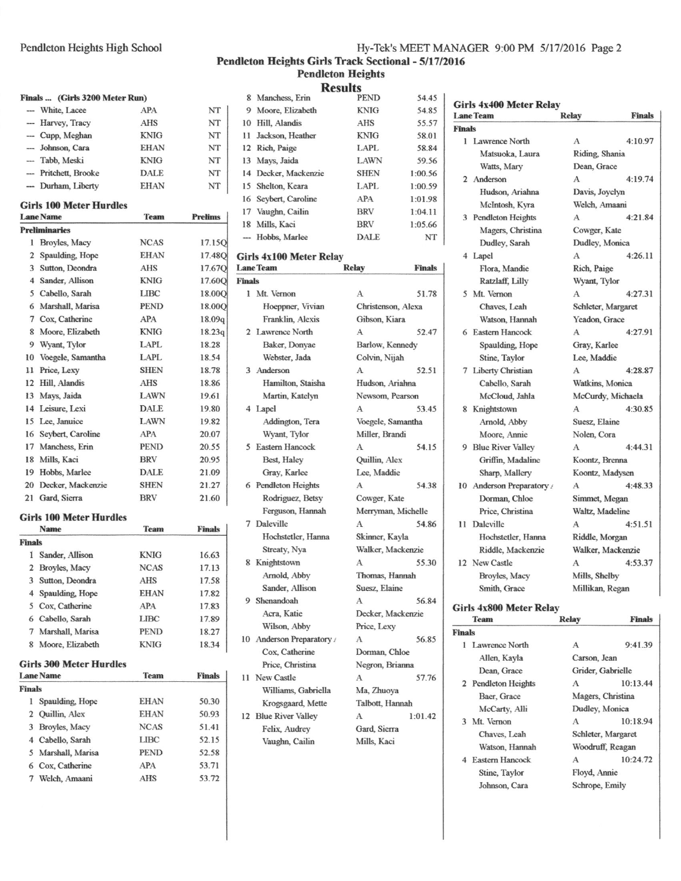Pendleton Heights Girls Track Sectional - 5/17/2016
Pendleton Heights
**Results**

### Finals ... (Girls 3200 Meter Run)

| | | | |
|---|---|---|---|
| --- | White, Lacee | APA | NT |
| --- | Harvey, Tracy | AHS | NT |
| --- | Cupp, Meghan | KNIG | NT |
| --- | Johnson, Cara | EHAN | NT |
| --- | Tabb, Meski | KNIG | NT |
| --- | Pritchett, Brooke | DALE | NT |
| --- | Durham, Liberty | EHAN | NT |

### Girls 100 Meter Hurdles

| Lane | Name | Team | Prelims |
|---|---|---|---|
| **Preliminaries** | | | |
| 1 | Broyles, Macy | NCAS | 17.15Q |
| 2 | Spaulding, Hope | EHAN | 17.48Q |
| 3 | Sutton, Deondra | AHS | 17.67Q |
| 4 | Sander, Allison | KNIG | 17.60Q |
| 5 | Cabello, Sarah | LIBC | 18.00Q |
| 6 | Marshall, Marisa | PEND | 18.00Q |
| 7 | Cox, Catherine | APA | 18.09q |
| 8 | Moore, Elizabeth | KNIG | 18.23q |
| 9 | Wyant, Tylor | LAPL | 18.28 |
| 10 | Voegele, Samantha | LAPL | 18.54 |
| 11 | Price, Lexy | SHEN | 18.78 |
| 12 | Hill, Alandis | AHS | 18.86 |
| 13 | Mays, Jaida | LAWN | 19.61 |
| 14 | Leisure, Lexi | DALE | 19.80 |
| 15 | Lee, Januice | LAWN | 19.82 |
| 16 | Seybert, Caroline | APA | 20.07 |
| 17 | Manchess, Erin | PEND | 20.55 |
| 18 | Mills, Kaci | BRV | 20.95 |
| 19 | Hobbs, Marlee | DALE | 21.09 |
| 20 | Decker, Mackenzie | SHEN | 21.27 |
| 21 | Gard, Sierra | BRV | 21.60 |

### Girls 100 Meter Hurdles

| | Name | Team | Finals |
|---|---|---|---|
| **Finals** | | | |
| 1 | Sander, Allison | KNIG | 16.63 |
| 2 | Broyles, Macy | NCAS | 17.13 |
| 3 | Sutton, Deondra | AHS | 17.58 |
| 4 | Spaulding, Hope | EHAN | 17.82 |
| 5 | Cox, Catherine | APA | 17.83 |
| 6 | Cabello, Sarah | LIBC | 17.89 |
| 7 | Marshall, Marisa | PEND | 18.27 |
| 8 | Moore, Elizabeth | KNIG | 18.34 |

### Girls 300 Meter Hurdles

| Lane | Name | Team | Finals |
|---|---|---|---|
| **Finals** | | | |
| 1 | Spaulding, Hope | EHAN | 50.30 |
| 2 | Quillin, Alex | EHAN | 50.93 |
| 3 | Broyles, Macy | NCAS | 51.41 |
| 4 | Cabello, Sarah | LIBC | 52.15 |
| 5 | Marshall, Marisa | PEND | 52.58 |
| 6 | Cox, Catherine | APA | 53.71 |
| 7 | Welch, Amaani | AHS | 53.72 |
| 8 | Manchess, Erin | PEND | 54.45 |
| 9 | Moore, Elizabeth | KNIG | 54.85 |
| 10 | Hill, Alandis | AHS | 55.57 |
| 11 | Jackson, Heather | KNIG | 58.01 |
| 12 | Rich, Paige | LAPL | 58.84 |
| 13 | Mays, Jaida | LAWN | 59.56 |
| 14 | Decker, Mackenzie | SHEN | 1:00.56 |
| 15 | Shelton, Keara | LAPL | 1:00.59 |
| 16 | Seybert, Caroline | APA | 1:01.98 |
| 17 | Vaughn, Cailin | BRV | 1:04.11 |
| 18 | Mills, Kaci | BRV | 1:05.66 |
| --- | Hobbs, Marlee | DALE | NT |

### Girls 4x100 Meter Relay

| Lane | Team | Relay | Finals |
|---|---|---|---|
| **Finals** | | | |
| 1 | Mt. Vernon | A | 51.78 |
| | Hoeppner, Vivian | Christenson, Alexa | |
| | Franklin, Alexis | Gibson, Kiara | |
| 2 | Lawrence North | A | 52.47 |
| | Baker, Donyae | Barlow, Kennedy | |
| | Webster, Jada | Colvin, Nijah | |
| 3 | Anderson | A | 52.51 |
| | Hamilton, Staisha | Hudson, Ariahna | |
| | Martin, Katelyn | Newsom, Pearson | |
| 4 | Lapel | A | 53.45 |
| | Addington, Tera | Voegele, Samantha | |
| | Wyant, Tylor | Miller, Brandi | |
| 5 | Eastern Hancock | A | 54.15 |
| | Best, Haley | Quillin, Alex | |
| | Gray, Karlee | Lee, Maddie | |
| 6 | Pendleton Heights | A | 54.38 |
| | Rodriguez, Betsy | Cowger, Kate | |
| | Ferguson, Hannah | Merryman, Michelle | |
| 7 | Daleville | A | 54.86 |
| | Hochstetler, Hanna | Skinner, Kayla | |
| | Streaty, Nya | Walker, Mackenzie | |
| 8 | Knightstown | A | 55.30 |
| | Arnold, Abby | Thomas, Hannah | |
| | Sander, Allison | Suesz, Elaine | |
| 9 | Shenandoah | A | 56.84 |
| | Acra, Katie | Decker, Mackenzie | |
| | Wilson, Abby | Price, Lexy | |
| 10 | Anderson Preparatory / | A | 56.85 |
| | Cox, Catherine | Dorman, Chloe | |
| | Price, Christina | Negron, Brianna | |
| 11 | New Castle | A | 57.76 |
| | Williams, Gabriella | Ma, Zhuoya | |
| | Krogsgaard, Mette | Talbott, Hannah | |
| 12 | Blue River Valley | A | 1:01.42 |
| | Felix, Audrey | Gard, Sierra | |
| | Vaughn, Cailin | Mills, Kaci | |

### Girls 4x400 Meter Relay

| Lane | Team | Relay | Finals |
|---|---|---|---|
| **Finals** | | | |
| 1 | Lawrence North | A | 4:10.97 |
| | Matsuoka, Laura | Riding, Shania | |
| | Watts, Mary | Dean, Grace | |
| 2 | Anderson | A | 4:19.74 |
| | Hudson, Ariahna | Davis, Joyclyn | |
| | McIntosh, Kyra | Welch, Amaani | |
| 3 | Pendleton Heights | A | 4:21.84 |
| | Magers, Christina | Cowger, Kate | |
| | Dudley, Sarah | Dudley, Monica | |
| 4 | Lapel | A | 4:26.11 |
| | Flora, Mandie | Rich, Paige | |
| | Ratzlaff, Lilly | Wyant, Tylor | |
| 5 | Mt. Vernon | A | 4:27.31 |
| | Chaves, Leah | Schleter, Margaret | |
| | Watson, Hannah | Yeadon, Grace | |
| 6 | Eastern Hancock | A | 4:27.91 |
| | Spaulding, Hope | Gray, Karlee | |
| | Stine, Taylor | Lee, Maddie | |
| 7 | Liberty Christian | A | 4:28.87 |
| | Cabello, Sarah | Watkins, Monica | |
| | McCloud, Jahla | McCurdy, Michaela | |
| 8 | Knightstown | A | 4:30.85 |
| | Arnold, Abby | Suesz, Elaine | |
| | Moore, Annie | Nolen, Cora | |
| 9 | Blue River Valley | A | 4:44.31 |
| | Griffin, Madaline | Koontz, Brenna | |
| | Sharp, Mallery | Koontz, Madysen | |
| 10 | Anderson Preparatory / | A | 4:48.33 |
| | Dorman, Chloe | Simmet, Megan | |
| | Price, Christina | Waltz, Madeline | |
| 11 | Daleville | A | 4:51.51 |
| | Hochstetler, Hanna | Riddle, Morgan | |
| | Riddle, Mackenzie | Walker, Mackenzie | |
| 12 | New Castle | A | 4:53.37 |
| | Broyles, Macy | Mills, Shelby | |
| | Smith, Grace | Millikan, Regan | |

### Girls 4x800 Meter Relay

| | Team | Relay | Finals |
|---|---|---|---|
| **Finals** | | | |
| 1 | Lawrence North | A | 9:41.39 |
| | Allen, Kayla | Carson, Jean | |
| | Dean, Grace | Grider, Gabrielle | |
| 2 | Pendleton Heights | A | 10:13.44 |
| | Baer, Grace | Magers, Christina | |
| | McCarty, Alli | Dudley, Monica | |
| 3 | Mt. Vernon | A | 10:18.94 |
| | Chaves, Leah | Schleter, Margaret | |
| | Watson, Hannah | Woodruff, Reagan | |
| 4 | Eastern Hancock | A | 10:24.72 |
| | Stine, Taylor | Floyd, Annie | |
| | Johnson, Cara | Schrope, Emily | |